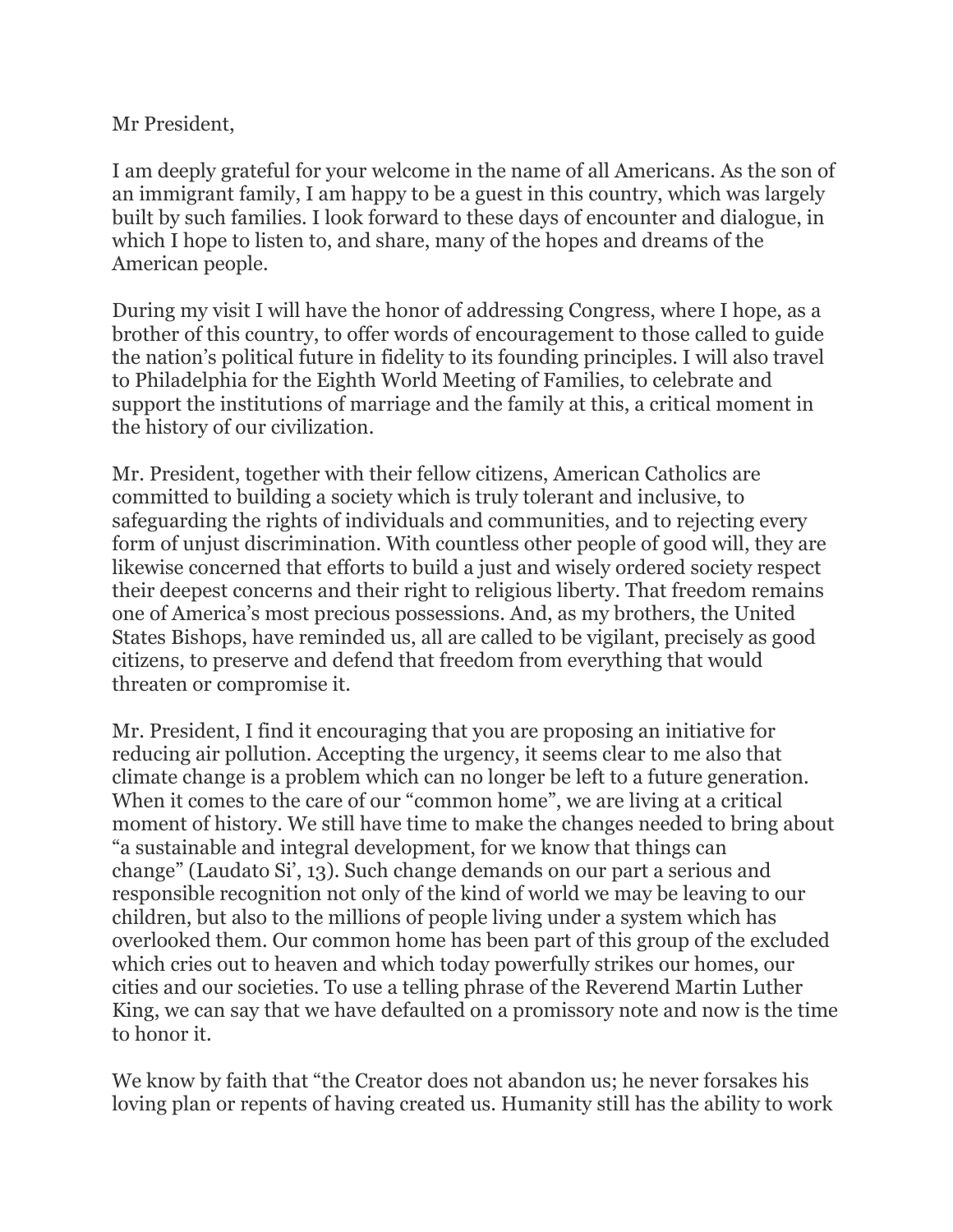Mr President,

I am deeply grateful for your welcome in the name of all Americans. As the son of an immigrant family, I am happy to be a guest in this country, which was largely built by such families. I look forward to these days of encounter and dialogue, in which I hope to listen to, and share, many of the hopes and dreams of the American people.

During my visit I will have the honor of addressing Congress, where I hope, as a brother of this country, to offer words of encouragement to those called to guide the nation's political future in fidelity to its founding principles. I will also travel to Philadelphia for the Eighth World Meeting of Families, to celebrate and support the institutions of marriage and the family at this, a critical moment in the history of our civilization.

Mr. President, together with their fellow citizens, American Catholics are committed to building a society which is truly tolerant and inclusive, to safeguarding the rights of individuals and communities, and to rejecting every form of unjust discrimination. With countless other people of good will, they are likewise concerned that efforts to build a just and wisely ordered society respect their deepest concerns and their right to religious liberty. That freedom remains one of America's most precious possessions. And, as my brothers, the United States Bishops, have reminded us, all are called to be vigilant, precisely as good citizens, to preserve and defend that freedom from everything that would threaten or compromise it.

Mr. President, I find it encouraging that you are proposing an initiative for reducing air pollution. Accepting the urgency, it seems clear to me also that climate change is a problem which can no longer be left to a future generation. When it comes to the care of our "common home", we are living at a critical moment of history. We still have time to make the changes needed to bring about "a sustainable and integral development, for we know that things can change" (Laudato Si', 13). Such change demands on our part a serious and responsible recognition not only of the kind of world we may be leaving to our children, but also to the millions of people living under a system which has overlooked them. Our common home has been part of this group of the excluded which cries out to heaven and which today powerfully strikes our homes, our cities and our societies. To use a telling phrase of the Reverend Martin Luther King, we can say that we have defaulted on a promissory note and now is the time to honor it.

We know by faith that "the Creator does not abandon us; he never forsakes his loving plan or repents of having created us. Humanity still has the ability to work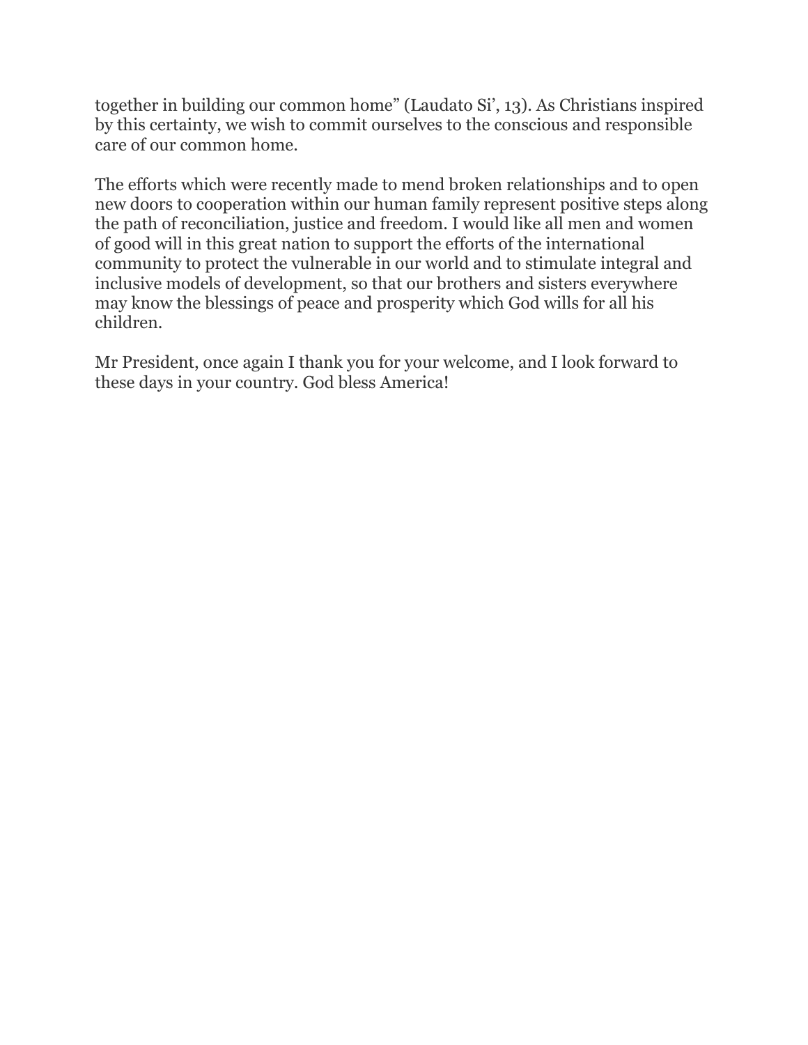together in building our common home" (Laudato Si', 13). As Christians inspired by this certainty, we wish to commit ourselves to the conscious and responsible care of our common home.

The efforts which were recently made to mend broken relationships and to open new doors to cooperation within our human family represent positive steps along the path of reconciliation, justice and freedom. I would like all men and women of good will in this great nation to support the efforts of the international community to protect the vulnerable in our world and to stimulate integral and inclusive models of development, so that our brothers and sisters everywhere may know the blessings of peace and prosperity which God wills for all his children.

Mr President, once again I thank you for your welcome, and I look forward to these days in your country. God bless America!